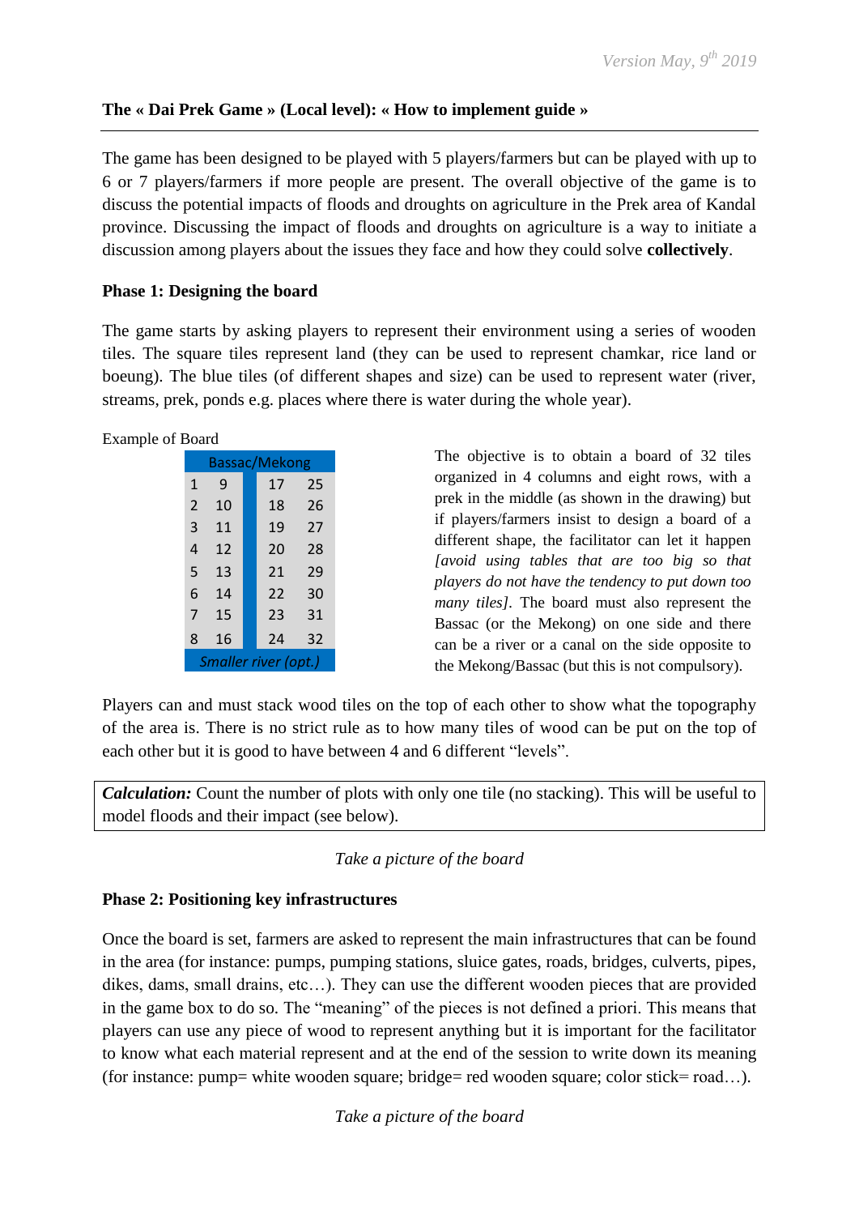Version May, 9th 2019

**The « Dai Prek Game » (Local level): « How to implement guide »**

The game has been designed to be played with 5 players/farmers but can be played with up to 6 or 7 players/farmers if more people are present. The overall objective of the game is to discuss the potential impacts of floods and droughts on agriculture in the Prek area of Kandal province. Discussing the impact of floods and droughts on agriculture is a way to initiate a discussion among players about the issues they face and how they could solve **collectively**.

**Phase 1: Designing the board**

The game starts by asking players to represent their environment using a series of wooden tiles. The square tiles represent land (they can be used to represent chamkar, rice land or boeung). The blue tiles (of different shapes and size) can be used to represent water (river, streams, prek, ponds e.g. places where there is water during the whole year).

Example of Board

| Bassac/Mekong | | | | |
|---|---|---|---|---|
| 1 | 9 | | 17 | 25 |
| 2 | 10 | | 18 | 26 |
| 3 | 11 | | 19 | 27 |
| 4 | 12 | | 20 | 28 |
| 5 | 13 | | 21 | 29 |
| 6 | 14 | | 22 | 30 |
| 7 | 15 | | 23 | 31 |
| 8 | 16 | | 24 | 32 |
| *Smaller river (opt.)* | | | | |

The objective is to obtain a board of 32 tiles organized in 4 columns and eight rows, with a prek in the middle (as shown in the drawing) but if players/farmers insist to design a board of a different shape, the facilitator can let it happen *[avoid using tables that are too big so that players do not have the tendency to put down too many tiles]*. The board must also represent the Bassac (or the Mekong) on one side and there can be a river or a canal on the side opposite to the Mekong/Bassac (but this is not compulsory).

Players can and must stack wood tiles on the top of each other to show what the topography of the area is. There is no strict rule as to how many tiles of wood can be put on the top of each other but it is good to have between 4 and 6 different "levels".

***Calculation:*** Count the number of plots with only one tile (no stacking). This will be useful to model floods and their impact (see below).

*Take a picture of the board*

**Phase 2: Positioning key infrastructures**

Once the board is set, farmers are asked to represent the main infrastructures that can be found in the area (for instance: pumps, pumping stations, sluice gates, roads, bridges, culverts, pipes, dikes, dams, small drains, etc…). They can use the different wooden pieces that are provided in the game box to do so. The "meaning" of the pieces is not defined a priori. This means that players can use any piece of wood to represent anything but it is important for the facilitator to know what each material represent and at the end of the session to write down its meaning (for instance: pump= white wooden square; bridge= red wooden square; color stick= road…).

*Take a picture of the board*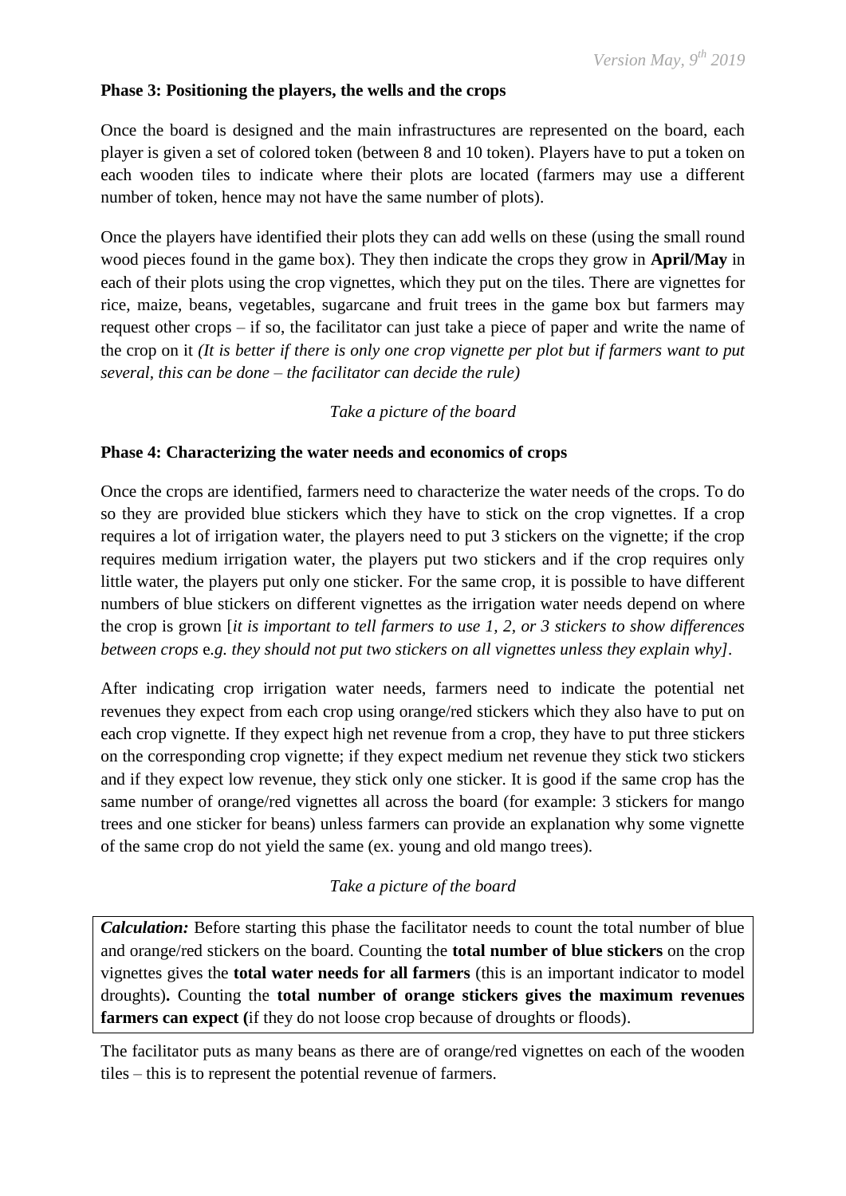**Phase 3: Positioning the players, the wells and the crops**

Once the board is designed and the main infrastructures are represented on the board, each player is given a set of colored token (between 8 and 10 token). Players have to put a token on each wooden tiles to indicate where their plots are located (farmers may use a different number of token, hence may not have the same number of plots).

Once the players have identified their plots they can add wells on these (using the small round wood pieces found in the game box). They then indicate the crops they grow in **April/May** in each of their plots using the crop vignettes, which they put on the tiles. There are vignettes for rice, maize, beans, vegetables, sugarcane and fruit trees in the game box but farmers may request other crops – if so, the facilitator can just take a piece of paper and write the name of the crop on it *(It is better if there is only one crop vignette per plot but if farmers want to put several, this can be done – the facilitator can decide the rule)*

*Take a picture of the board*

**Phase 4: Characterizing the water needs and economics of crops**

Once the crops are identified, farmers need to characterize the water needs of the crops. To do so they are provided blue stickers which they have to stick on the crop vignettes. If a crop requires a lot of irrigation water, the players need to put 3 stickers on the vignette; if the crop requires medium irrigation water, the players put two stickers and if the crop requires only little water, the players put only one sticker. For the same crop, it is possible to have different numbers of blue stickers on different vignettes as the irrigation water needs depend on where the crop is grown [*it is important to tell farmers to use 1, 2, or 3 stickers to show differences between crops* e.*g. they should not put two stickers on all vignettes unless they explain why]*.

After indicating crop irrigation water needs, farmers need to indicate the potential net revenues they expect from each crop using orange/red stickers which they also have to put on each crop vignette. If they expect high net revenue from a crop, they have to put three stickers on the corresponding crop vignette; if they expect medium net revenue they stick two stickers and if they expect low revenue, they stick only one sticker. It is good if the same crop has the same number of orange/red vignettes all across the board (for example: 3 stickers for mango trees and one sticker for beans) unless farmers can provide an explanation why some vignette of the same crop do not yield the same (ex. young and old mango trees).

*Take a picture of the board*

***Calculation:*** Before starting this phase the facilitator needs to count the total number of blue and orange/red stickers on the board. Counting the **total number of blue stickers** on the crop vignettes gives the **total water needs for all farmers** (this is an important indicator to model droughts)**.** Counting the **total number of orange stickers gives the maximum revenues farmers can expect (**if they do not loose crop because of droughts or floods).

The facilitator puts as many beans as there are of orange/red vignettes on each of the wooden tiles – this is to represent the potential revenue of farmers.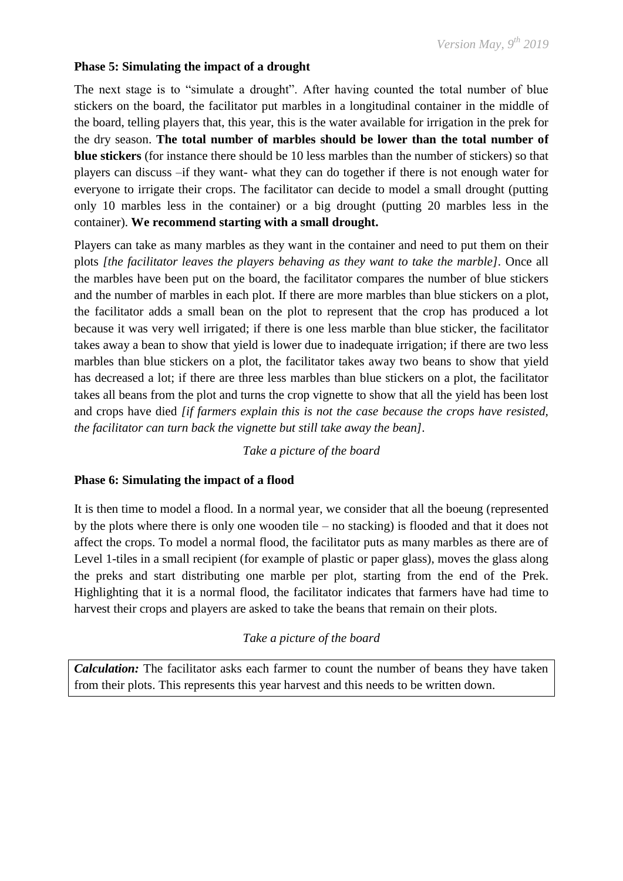**Phase 5: Simulating the impact of a drought**

The next stage is to "simulate a drought". After having counted the total number of blue stickers on the board, the facilitator put marbles in a longitudinal container in the middle of the board, telling players that, this year, this is the water available for irrigation in the prek for the dry season. **The total number of marbles should be lower than the total number of blue stickers** (for instance there should be 10 less marbles than the number of stickers) so that players can discuss –if they want- what they can do together if there is not enough water for everyone to irrigate their crops. The facilitator can decide to model a small drought (putting only 10 marbles less in the container) or a big drought (putting 20 marbles less in the container). **We recommend starting with a small drought.**

Players can take as many marbles as they want in the container and need to put them on their plots *[the facilitator leaves the players behaving as they want to take the marble]*. Once all the marbles have been put on the board, the facilitator compares the number of blue stickers and the number of marbles in each plot. If there are more marbles than blue stickers on a plot, the facilitator adds a small bean on the plot to represent that the crop has produced a lot because it was very well irrigated; if there is one less marble than blue sticker, the facilitator takes away a bean to show that yield is lower due to inadequate irrigation; if there are two less marbles than blue stickers on a plot, the facilitator takes away two beans to show that yield has decreased a lot; if there are three less marbles than blue stickers on a plot, the facilitator takes all beans from the plot and turns the crop vignette to show that all the yield has been lost and crops have died *[if farmers explain this is not the case because the crops have resisted, the facilitator can turn back the vignette but still take away the bean]*.

*Take a picture of the board*

**Phase 6: Simulating the impact of a flood**

It is then time to model a flood. In a normal year, we consider that all the boeung (represented by the plots where there is only one wooden tile – no stacking) is flooded and that it does not affect the crops. To model a normal flood, the facilitator puts as many marbles as there are of Level 1-tiles in a small recipient (for example of plastic or paper glass), moves the glass along the preks and start distributing one marble per plot, starting from the end of the Prek. Highlighting that it is a normal flood, the facilitator indicates that farmers have had time to harvest their crops and players are asked to take the beans that remain on their plots.

*Take a picture of the board*

***Calculation:*** The facilitator asks each farmer to count the number of beans they have taken from their plots. This represents this year harvest and this needs to be written down.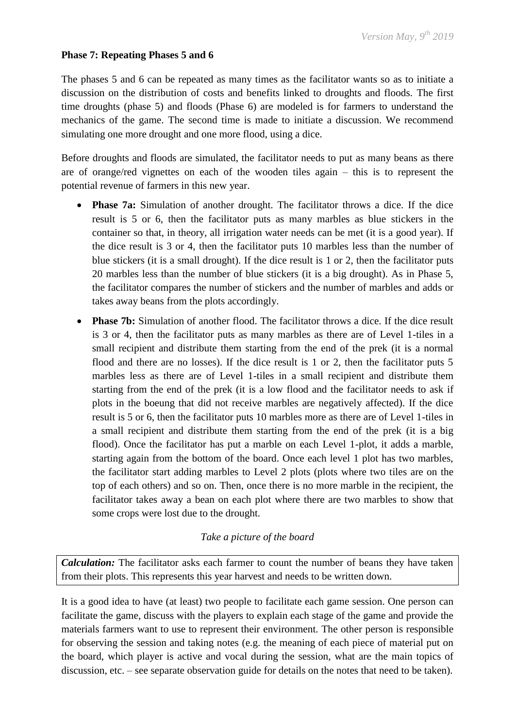**Phase 7: Repeating Phases 5 and 6**

The phases 5 and 6 can be repeated as many times as the facilitator wants so as to initiate a discussion on the distribution of costs and benefits linked to droughts and floods. The first time droughts (phase 5) and floods (Phase 6) are modeled is for farmers to understand the mechanics of the game. The second time is made to initiate a discussion. We recommend simulating one more drought and one more flood, using a dice.

Before droughts and floods are simulated, the facilitator needs to put as many beans as there are of orange/red vignettes on each of the wooden tiles again – this is to represent the potential revenue of farmers in this new year.

- **Phase 7a:** Simulation of another drought. The facilitator throws a dice. If the dice result is 5 or 6, then the facilitator puts as many marbles as blue stickers in the container so that, in theory, all irrigation water needs can be met (it is a good year). If the dice result is 3 or 4, then the facilitator puts 10 marbles less than the number of blue stickers (it is a small drought). If the dice result is 1 or 2, then the facilitator puts 20 marbles less than the number of blue stickers (it is a big drought). As in Phase 5, the facilitator compares the number of stickers and the number of marbles and adds or takes away beans from the plots accordingly.
- **Phase 7b:** Simulation of another flood. The facilitator throws a dice. If the dice result is 3 or 4, then the facilitator puts as many marbles as there are of Level 1-tiles in a small recipient and distribute them starting from the end of the prek (it is a normal flood and there are no losses). If the dice result is 1 or 2, then the facilitator puts 5 marbles less as there are of Level 1-tiles in a small recipient and distribute them starting from the end of the prek (it is a low flood and the facilitator needs to ask if plots in the boeung that did not receive marbles are negatively affected). If the dice result is 5 or 6, then the facilitator puts 10 marbles more as there are of Level 1-tiles in a small recipient and distribute them starting from the end of the prek (it is a big flood). Once the facilitator has put a marble on each Level 1-plot, it adds a marble, starting again from the bottom of the board. Once each level 1 plot has two marbles, the facilitator start adding marbles to Level 2 plots (plots where two tiles are on the top of each others) and so on. Then, once there is no more marble in the recipient, the facilitator takes away a bean on each plot where there are two marbles to show that some crops were lost due to the drought.

*Take a picture of the board*

***Calculation:*** The facilitator asks each farmer to count the number of beans they have taken from their plots. This represents this year harvest and needs to be written down.

It is a good idea to have (at least) two people to facilitate each game session. One person can facilitate the game, discuss with the players to explain each stage of the game and provide the materials farmers want to use to represent their environment. The other person is responsible for observing the session and taking notes (e.g. the meaning of each piece of material put on the board, which player is active and vocal during the session, what are the main topics of discussion, etc. – see separate observation guide for details on the notes that need to be taken).